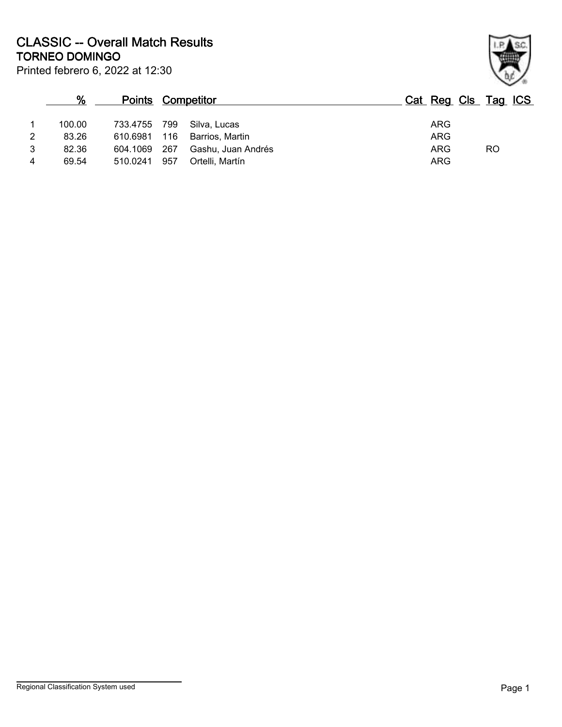# CLASSIC -- Overall Match Results
## TORNEO DOMINGO

Printed febrero 6, 2022 at 12:30

| | % | Points | Competitor | | Cat | Reg | Cls | Tag | ICS |
|---|---|---|---|---|---|---|---|---|---|
| 1 | 100.00 | 733.4755 | 799 | Silva, Lucas | | ARG | | | |
| 2 | 83.26 | 610.6981 | 116 | Barrios, Martin | | ARG | | | |
| 3 | 82.36 | 604.1069 | 267 | Gashu, Juan Andrés | | ARG | | RO | |
| 4 | 69.54 | 510.0241 | 957 | Ortelli, Martín | | ARG | | | |

Regional Classification System used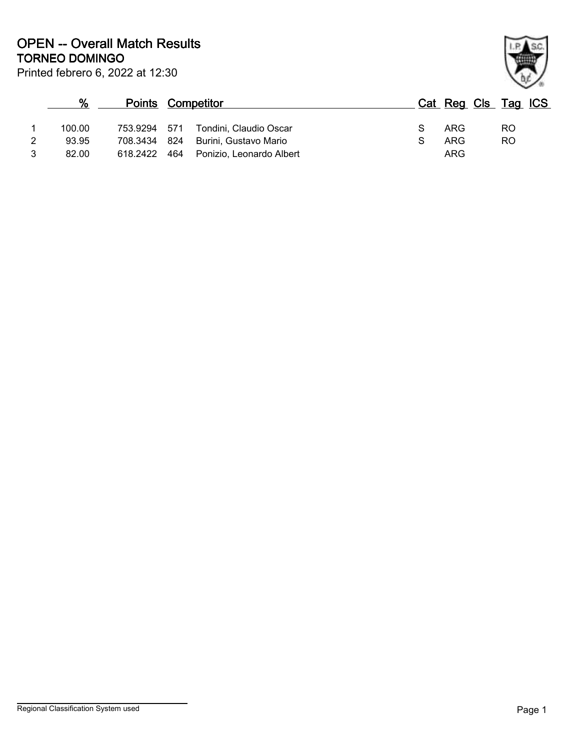# OPEN -- Overall Match Results

## TORNEO DOMINGO

Printed febrero 6, 2022 at 12:30

| | % | Points | | Competitor | Cat | Reg | Cls | Tag | ICS |
|---|---|---|---|---|---|---|---|---|---|
| 1 | 100.00 | 753.9294 | 571 | Tondini, Claudio Oscar | S | ARG | | RO | |
| 2 | 93.95 | 708.3434 | 824 | Burini, Gustavo Mario | S | ARG | | RO | |
| 3 | 82.00 | 618.2422 | 464 | Ponizio, Leonardo Albert | | ARG | | | |

Regional Classification System used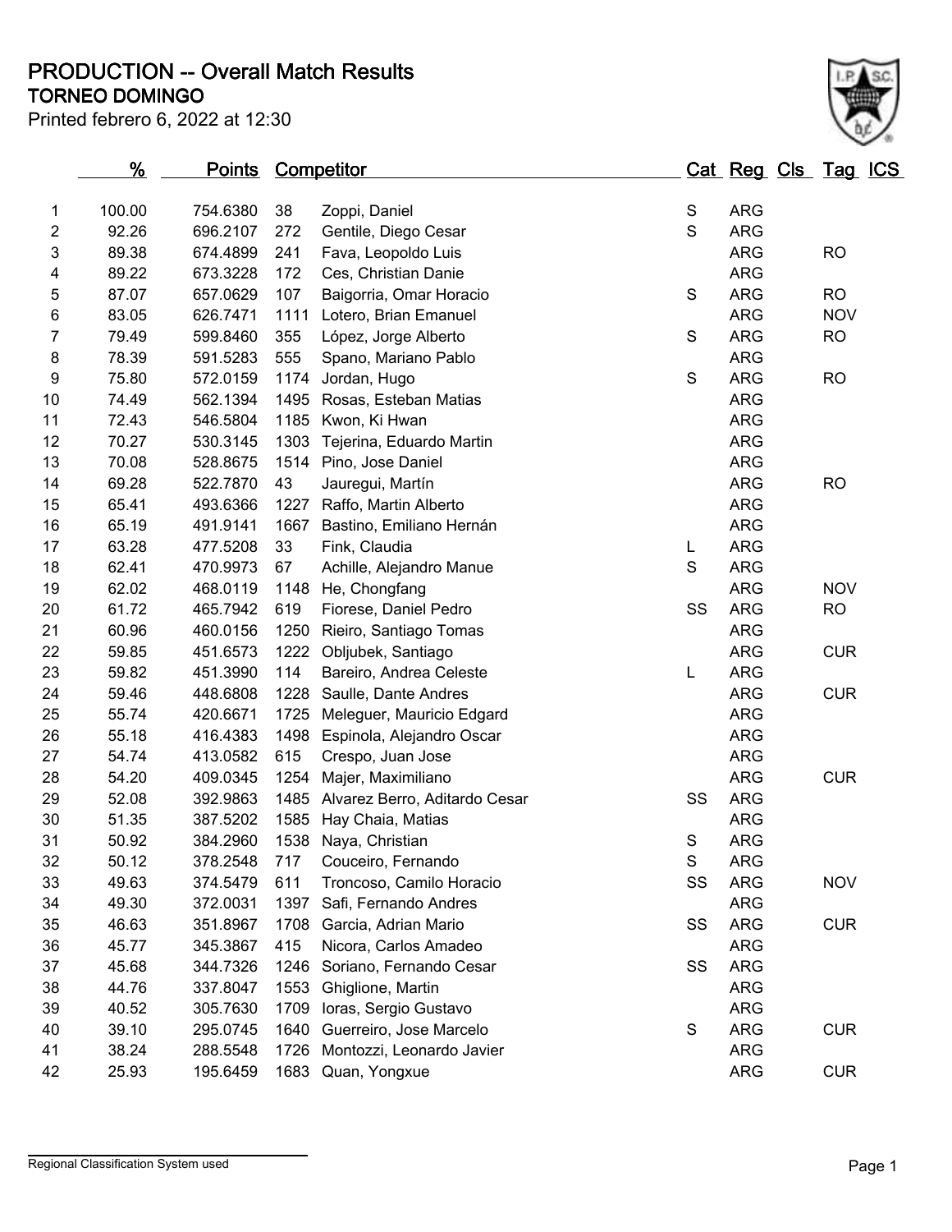# PRODUCTION -- Overall Match Results

## TORNEO DOMINGO

Printed febrero 6, 2022 at 12:30

| | % | Points | Competitor | | Cat | Reg | Cls | Tag | ICS |
|---|---|---|---|---|---|---|---|---|---|
| 1 | 100.00 | 754.6380 | 38 | Zoppi, Daniel | S | ARG | | | |
| 2 | 92.26 | 696.2107 | 272 | Gentile, Diego Cesar | S | ARG | | | |
| 3 | 89.38 | 674.4899 | 241 | Fava, Leopoldo Luis | | ARG | | RO | |
| 4 | 89.22 | 673.3228 | 172 | Ces, Christian Danie | | ARG | | | |
| 5 | 87.07 | 657.0629 | 107 | Baigorria, Omar Horacio | S | ARG | | RO | |
| 6 | 83.05 | 626.7471 | 1111 | Lotero, Brian Emanuel | | ARG | | NOV | |
| 7 | 79.49 | 599.8460 | 355 | López, Jorge Alberto | S | ARG | | RO | |
| 8 | 78.39 | 591.5283 | 555 | Spano, Mariano Pablo | | ARG | | | |
| 9 | 75.80 | 572.0159 | 1174 | Jordan, Hugo | S | ARG | | RO | |
| 10 | 74.49 | 562.1394 | 1495 | Rosas, Esteban Matias | | ARG | | | |
| 11 | 72.43 | 546.5804 | 1185 | Kwon, Ki Hwan | | ARG | | | |
| 12 | 70.27 | 530.3145 | 1303 | Tejerina, Eduardo Martin | | ARG | | | |
| 13 | 70.08 | 528.8675 | 1514 | Pino, Jose Daniel | | ARG | | | |
| 14 | 69.28 | 522.7870 | 43 | Jauregui, Martín | | ARG | | RO | |
| 15 | 65.41 | 493.6366 | 1227 | Raffo, Martin Alberto | | ARG | | | |
| 16 | 65.19 | 491.9141 | 1667 | Bastino, Emiliano Hernán | | ARG | | | |
| 17 | 63.28 | 477.5208 | 33 | Fink, Claudia | L | ARG | | | |
| 18 | 62.41 | 470.9973 | 67 | Achille, Alejandro Manue | S | ARG | | | |
| 19 | 62.02 | 468.0119 | 1148 | He, Chongfang | | ARG | | NOV | |
| 20 | 61.72 | 465.7942 | 619 | Fiorese, Daniel Pedro | SS | ARG | | RO | |
| 21 | 60.96 | 460.0156 | 1250 | Rieiro, Santiago Tomas | | ARG | | | |
| 22 | 59.85 | 451.6573 | 1222 | Obljubek, Santiago | | ARG | | CUR | |
| 23 | 59.82 | 451.3990 | 114 | Bareiro, Andrea Celeste | L | ARG | | | |
| 24 | 59.46 | 448.6808 | 1228 | Saulle, Dante Andres | | ARG | | CUR | |
| 25 | 55.74 | 420.6671 | 1725 | Meleguer, Mauricio Edgard | | ARG | | | |
| 26 | 55.18 | 416.4383 | 1498 | Espinola, Alejandro Oscar | | ARG | | | |
| 27 | 54.74 | 413.0582 | 615 | Crespo, Juan Jose | | ARG | | | |
| 28 | 54.20 | 409.0345 | 1254 | Majer, Maximiliano | | ARG | | CUR | |
| 29 | 52.08 | 392.9863 | 1485 | Alvarez Berro, Aditardo Cesar | SS | ARG | | | |
| 30 | 51.35 | 387.5202 | 1585 | Hay Chaia, Matias | | ARG | | | |
| 31 | 50.92 | 384.2960 | 1538 | Naya, Christian | S | ARG | | | |
| 32 | 50.12 | 378.2548 | 717 | Couceiro, Fernando | S | ARG | | | |
| 33 | 49.63 | 374.5479 | 611 | Troncoso, Camilo Horacio | SS | ARG | | NOV | |
| 34 | 49.30 | 372.0031 | 1397 | Safi, Fernando Andres | | ARG | | | |
| 35 | 46.63 | 351.8967 | 1708 | Garcia, Adrian Mario | SS | ARG | | CUR | |
| 36 | 45.77 | 345.3867 | 415 | Nicora, Carlos Amadeo | | ARG | | | |
| 37 | 45.68 | 344.7326 | 1246 | Soriano, Fernando Cesar | SS | ARG | | | |
| 38 | 44.76 | 337.8047 | 1553 | Ghiglione, Martin | | ARG | | | |
| 39 | 40.52 | 305.7630 | 1709 | Ioras, Sergio Gustavo | | ARG | | | |
| 40 | 39.10 | 295.0745 | 1640 | Guerreiro, Jose Marcelo | S | ARG | | CUR | |
| 41 | 38.24 | 288.5548 | 1726 | Montozzi, Leonardo Javier | | ARG | | | |
| 42 | 25.93 | 195.6459 | 1683 | Quan, Yongxue | | ARG | | CUR | |

Regional Classification System used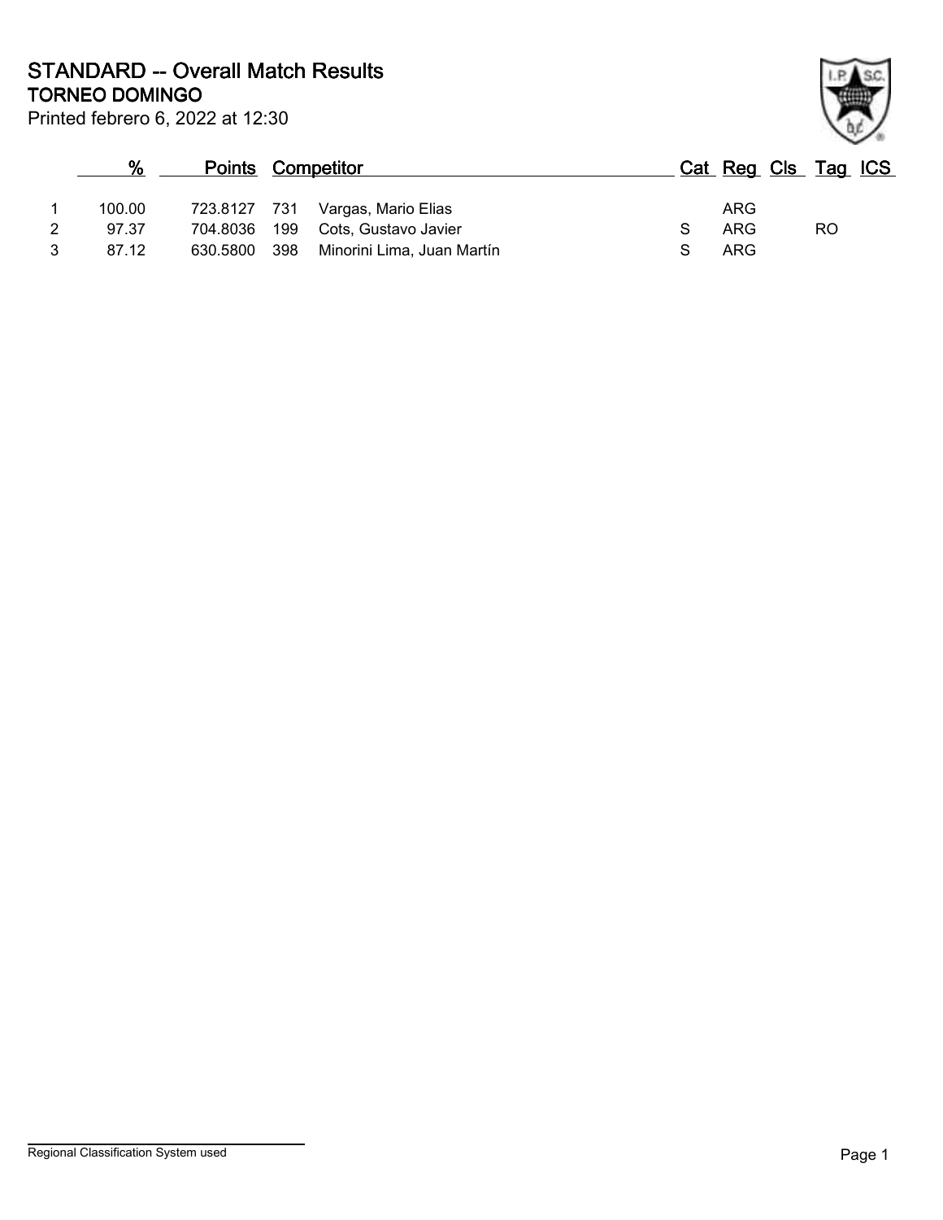# STANDARD -- Overall Match Results
## TORNEO DOMINGO

Printed febrero 6, 2022 at 12:30

| | % | Points | | Competitor | Cat | Reg | Cls | Tag | ICS |
|---|---|---|---|---|---|---|---|---|---|
| 1 | 100.00 | 723.8127 | 731 | Vargas, Mario Elias | | ARG | | | |
| 2 | 97.37 | 704.8036 | 199 | Cots, Gustavo Javier | S | ARG | | RO | |
| 3 | 87.12 | 630.5800 | 398 | Minorini Lima, Juan Martín | S | ARG | | | |

Regional Classification System used